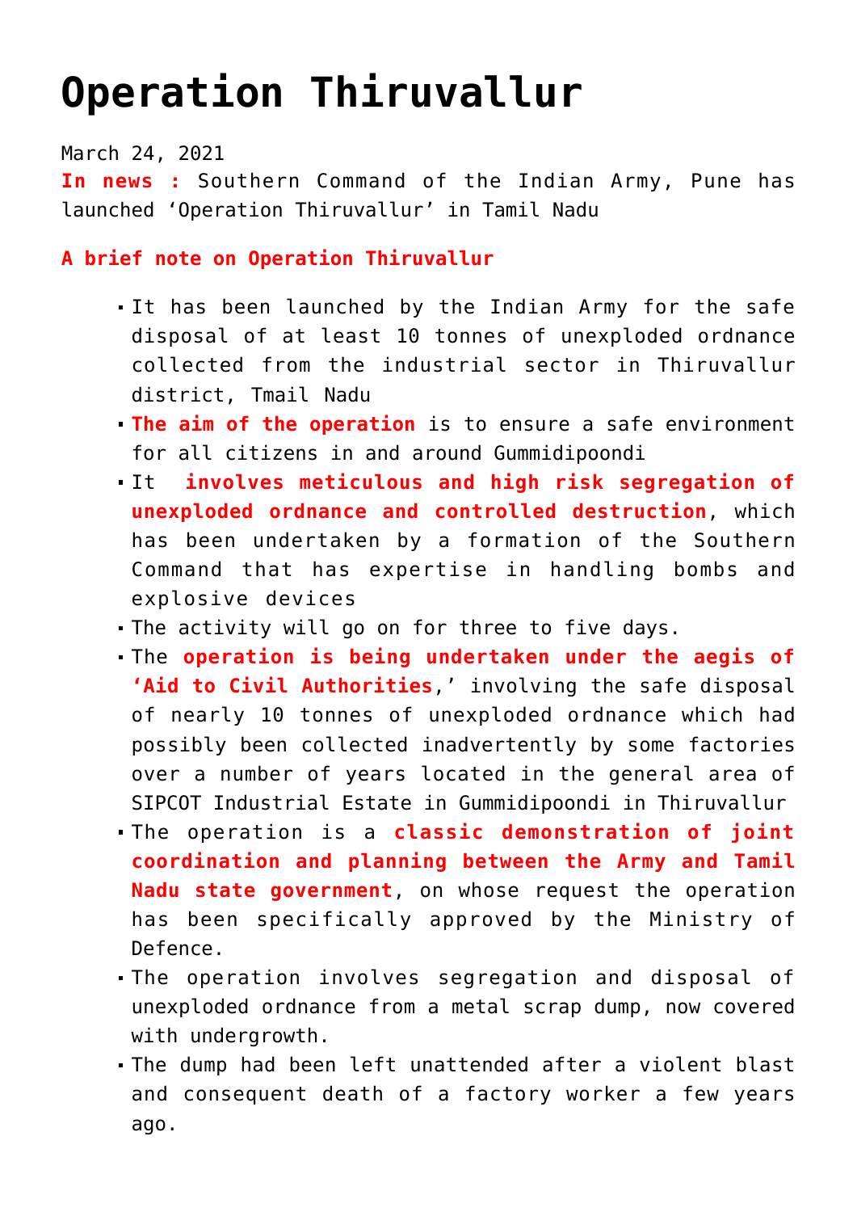# Operation Thiruvallur

March 24, 2021

**In news :** Southern Command of the Indian Army, Pune has launched 'Operation Thiruvallur' in Tamil Nadu

**A brief note on Operation Thiruvallur**

- It has been launched by the Indian Army for the safe disposal of at least 10 tonnes of unexploded ordnance collected from the industrial sector in Thiruvallur district, Tmail Nadu
- **The aim of the operation** is to ensure a safe environment for all citizens in and around Gummidipoondi
- It **involves meticulous and high risk segregation of unexploded ordnance and controlled destruction**, which has been undertaken by a formation of the Southern Command that has expertise in handling bombs and explosive devices
- The activity will go on for three to five days.
- The **operation is being undertaken under the aegis of 'Aid to Civil Authorities**,' involving the safe disposal of nearly 10 tonnes of unexploded ordnance which had possibly been collected inadvertently by some factories over a number of years located in the general area of SIPCOT Industrial Estate in Gummidipoondi in Thiruvallur
- The operation is a **classic demonstration of joint coordination and planning between the Army and Tamil Nadu state government**, on whose request the operation has been specifically approved by the Ministry of Defence.
- The operation involves segregation and disposal of unexploded ordnance from a metal scrap dump, now covered with undergrowth.
- The dump had been left unattended after a violent blast and consequent death of a factory worker a few years ago.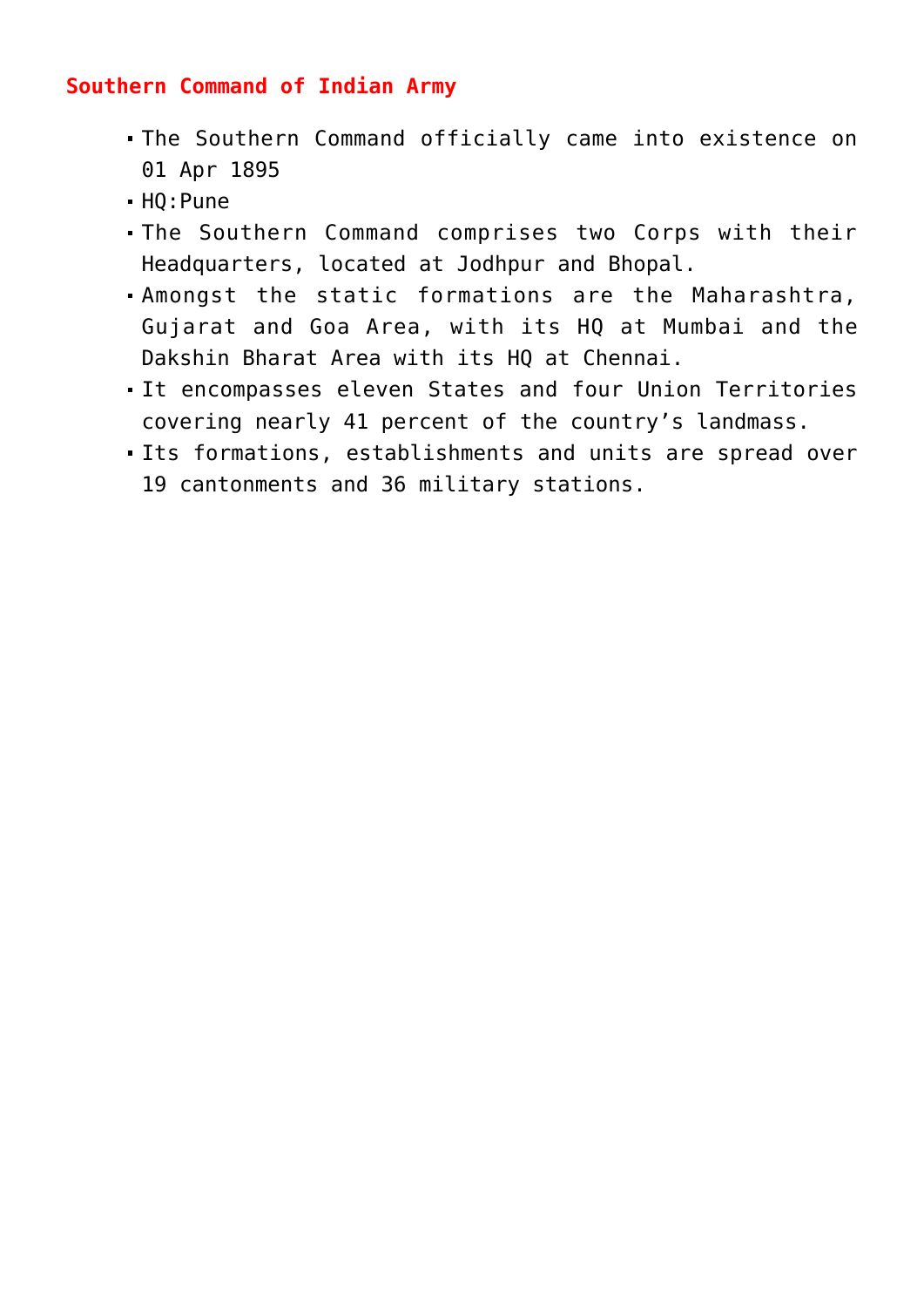**Southern Command of Indian Army**

- The Southern Command officially came into existence on 01 Apr 1895
- HQ:Pune
- The Southern Command comprises two Corps with their Headquarters, located at Jodhpur and Bhopal.
- Amongst the static formations are the Maharashtra, Gujarat and Goa Area, with its HQ at Mumbai and the Dakshin Bharat Area with its HQ at Chennai.
- It encompasses eleven States and four Union Territories covering nearly 41 percent of the country's landmass.
- Its formations, establishments and units are spread over 19 cantonments and 36 military stations.